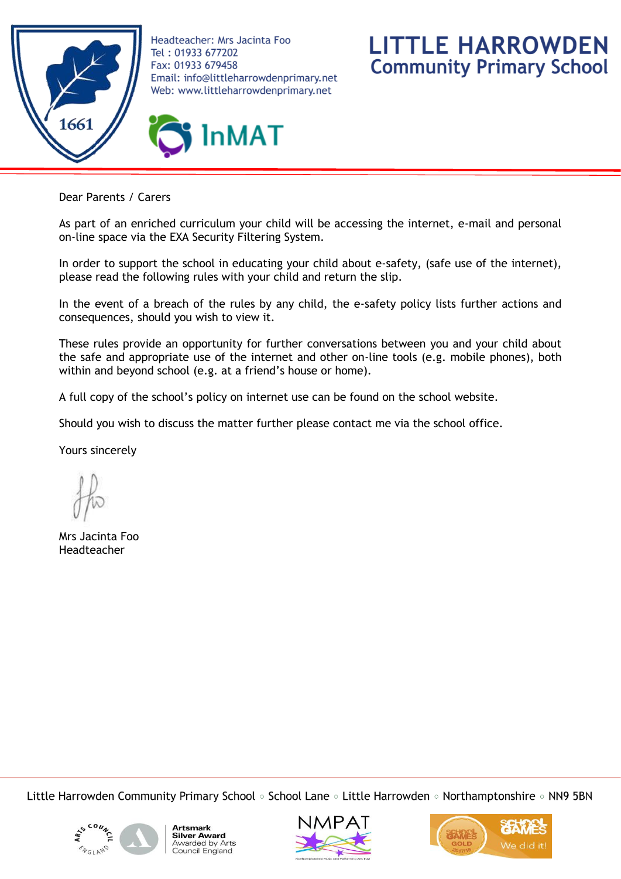Headteacher: Mrs Jacinta Foo
Tel : 01933 677202
Fax: 01933 679458
Email: info@littleharrowdenprimary.net
Web: www.littleharrowdenprimary.net

# LITTLE HARROWDEN Community Primary School

Dear Parents / Carers

As part of an enriched curriculum your child will be accessing the internet, e-mail and personal on-line space via the EXA Security Filtering System.

In order to support the school in educating your child about e-safety, (safe use of the internet), please read the following rules with your child and return the slip.

In the event of a breach of the rules by any child, the e-safety policy lists further actions and consequences, should you wish to view it.

These rules provide an opportunity for further conversations between you and your child about the safe and appropriate use of the internet and other on-line tools (e.g. mobile phones), both within and beyond school (e.g. at a friend's house or home).

A full copy of the school's policy on internet use can be found on the school website.

Should you wish to discuss the matter further please contact me via the school office.

Yours sincerely

Mrs Jacinta Foo
Headteacher

Little Harrowden Community Primary School ◦ School Lane ◦ Little Harrowden ◦ Northamptonshire ◦ NN9 5BN

Artsmark Silver Award Awarded by Arts Council England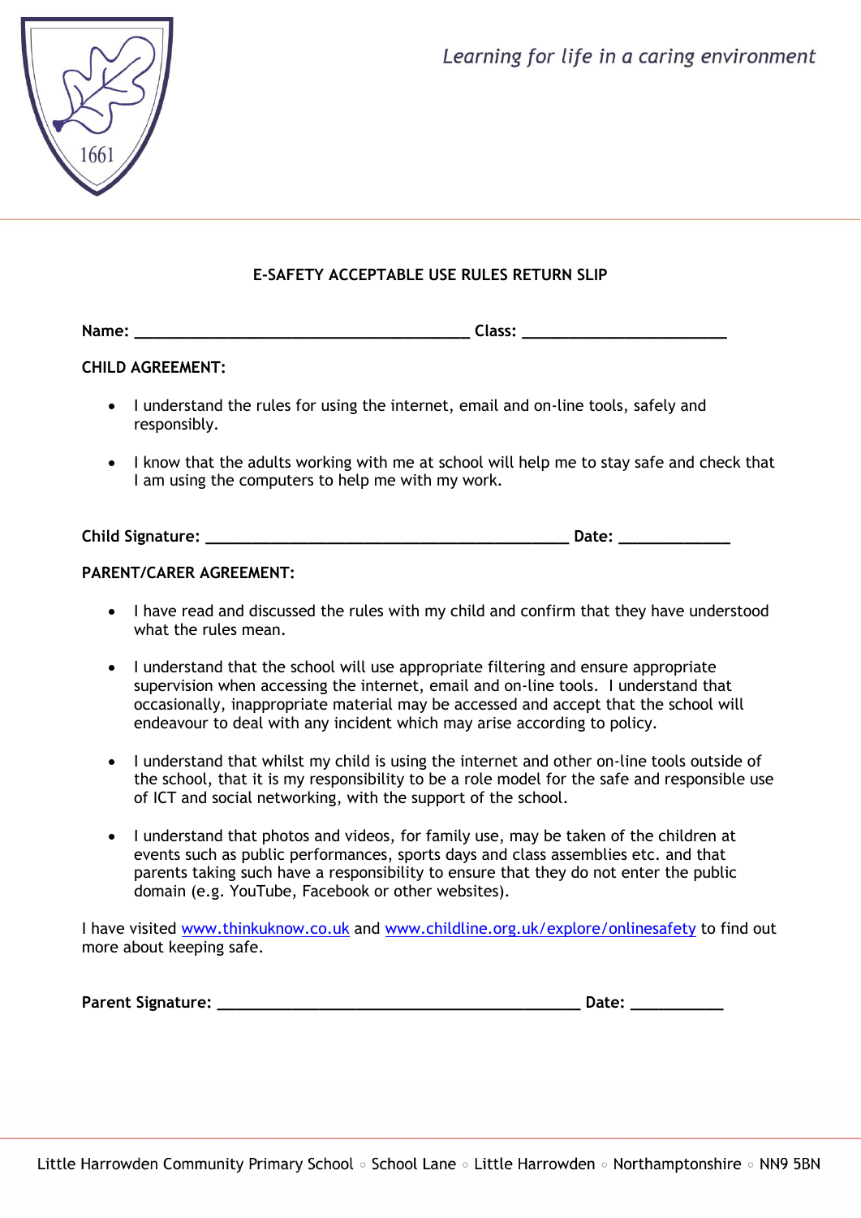*Learning for life in a caring environment*

**E-SAFETY ACCEPTABLE USE RULES RETURN SLIP**

**Name:** ________________________________________ **Class:** ________________________

**CHILD AGREEMENT:**

- I understand the rules for using the internet, email and on-line tools, safely and responsibly.
- I know that the adults working with me at school will help me to stay safe and check that I am using the computers to help me with my work.

**Child Signature:** ___________________________________________ **Date:** _____________

**PARENT/CARER AGREEMENT:**

- I have read and discussed the rules with my child and confirm that they have understood what the rules mean.
- I understand that the school will use appropriate filtering and ensure appropriate supervision when accessing the internet, email and on-line tools. I understand that occasionally, inappropriate material may be accessed and accept that the school will endeavour to deal with any incident which may arise according to policy.
- I understand that whilst my child is using the internet and other on-line tools outside of the school, that it is my responsibility to be a role model for the safe and responsible use of ICT and social networking, with the support of the school.
- I understand that photos and videos, for family use, may be taken of the children at events such as public performances, sports days and class assemblies etc. and that parents taking such have a responsibility to ensure that they do not enter the public domain (e.g. YouTube, Facebook or other websites).

I have visited www.thinkuknow.co.uk and www.childline.org.uk/explore/onlinesafety to find out more about keeping safe.

**Parent Signature:** ___________________________________________ **Date:** ___________

Little Harrowden Community Primary School ◦ School Lane ◦ Little Harrowden ◦ Northamptonshire ◦ NN9 5BN